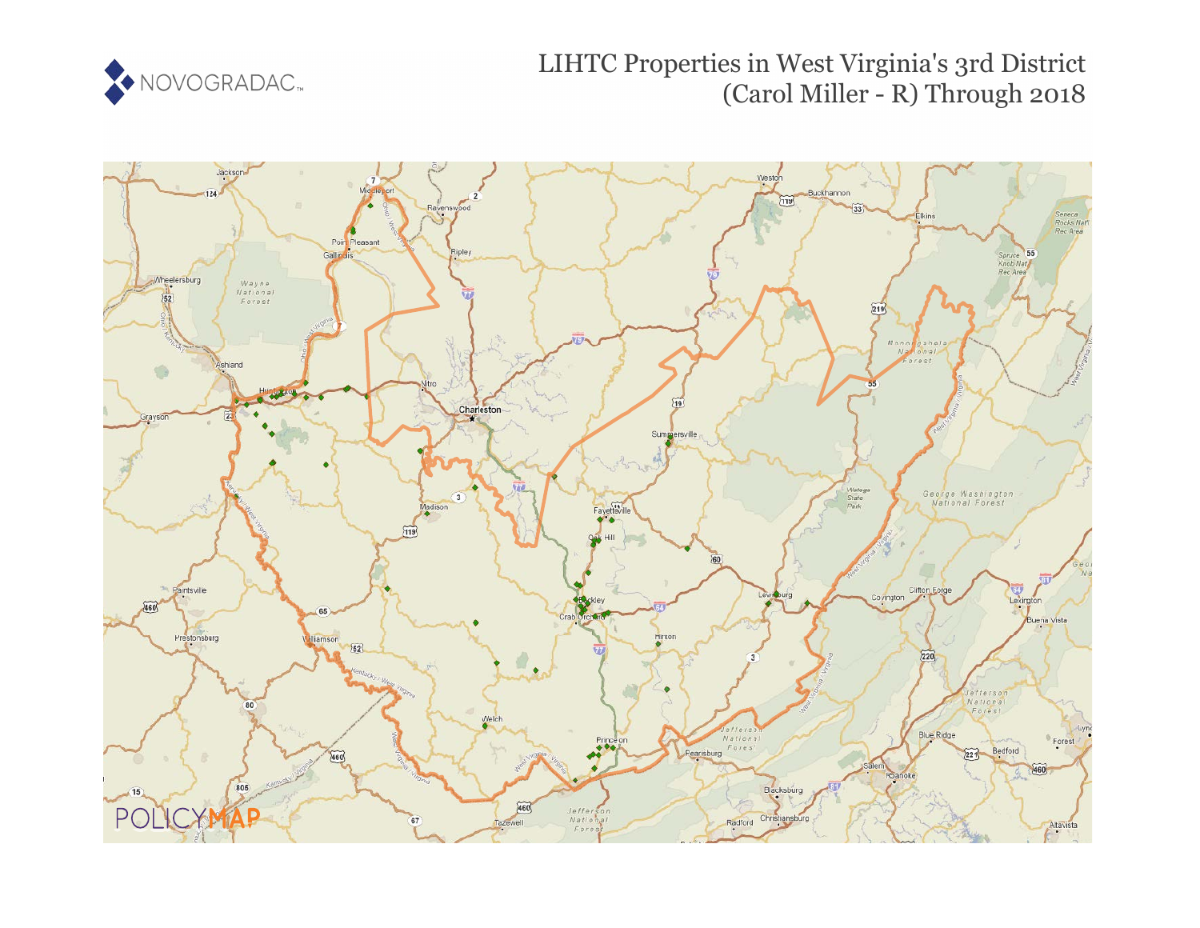# LIHTC Properties in West Virginia's 3rd District (Carol Miller - R) Through 2018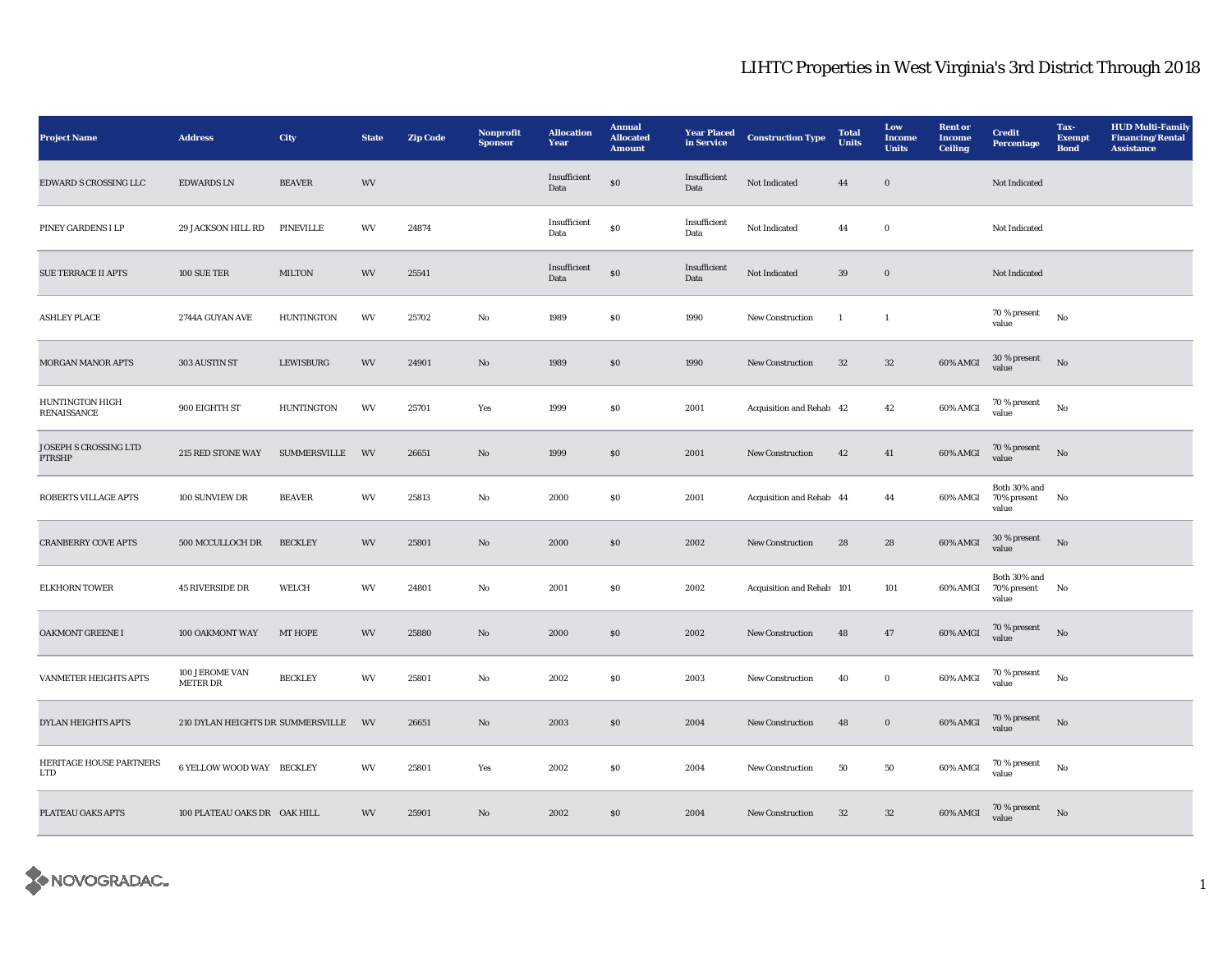# LIHTC Properties in West Virginia's 3rd District Through 2018

| Project Name | Address | City | State | Zip Code | Nonprofit Sponsor | Allocation Year | Annual Allocated Amount | Year Placed in Service | Construction Type | Total Units | Low Income Units | Rent or Income Ceiling | Credit Percentage | Tax-Exempt Bond | HUD Multi-Family Financing/Rental Assistance |
|---|---|---|---|---|---|---|---|---|---|---|---|---|---|---|---|
| EDWARD S CROSSING LLC | EDWARDS LN | BEAVER | WV | | | Insufficient Data | $0 | Insufficient Data | Not Indicated | 44 | 0 | | Not Indicated | | |
| PINEY GARDENS I LP | 29 JACKSON HILL RD | PINEVILLE | WV | 24874 | | Insufficient Data | $0 | Insufficient Data | Not Indicated | 44 | 0 | | Not Indicated | | |
| SUE TERRACE II APTS | 100 SUE TER | MILTON | WV | 25541 | | Insufficient Data | $0 | Insufficient Data | Not Indicated | 39 | 0 | | Not Indicated | | |
| ASHLEY PLACE | 2744A GUYAN AVE | HUNTINGTON | WV | 25702 | No | 1989 | $0 | 1990 | New Construction | 1 | 1 | | 70 % present value | No | |
| MORGAN MANOR APTS | 303 AUSTIN ST | LEWISBURG | WV | 24901 | No | 1989 | $0 | 1990 | New Construction | 32 | 32 | 60% AMGI | 30 % present value | No | |
| HUNTINGTON HIGH RENAISSANCE | 900 EIGHTH ST | HUNTINGTON | WV | 25701 | Yes | 1999 | $0 | 2001 | Acquisition and Rehab | 42 | 42 | 60% AMGI | 70 % present value | No | |
| JOSEPH S CROSSING LTD PTRSHP | 215 RED STONE WAY | SUMMERSVILLE | WV | 26651 | No | 1999 | $0 | 2001 | New Construction | 42 | 41 | 60% AMGI | 70 % present value | No | |
| ROBERTS VILLAGE APTS | 100 SUNVIEW DR | BEAVER | WV | 25813 | No | 2000 | $0 | 2001 | Acquisition and Rehab | 44 | 44 | 60% AMGI | Both 30% and 70% present value | No | |
| CRANBERRY COVE APTS | 500 MCCULLOCH DR | BECKLEY | WV | 25801 | No | 2000 | $0 | 2002 | New Construction | 28 | 28 | 60% AMGI | 30 % present value | No | |
| ELKHORN TOWER | 45 RIVERSIDE DR | WELCH | WV | 24801 | No | 2001 | $0 | 2002 | Acquisition and Rehab | 101 | 101 | 60% AMGI | Both 30% and 70% present value | No | |
| OAKMONT GREENE I | 100 OAKMONT WAY | MT HOPE | WV | 25880 | No | 2000 | $0 | 2002 | New Construction | 48 | 47 | 60% AMGI | 70 % present value | No | |
| VANMETER HEIGHTS APTS | 100 JEROME VAN METER DR | BECKLEY | WV | 25801 | No | 2002 | $0 | 2003 | New Construction | 40 | 0 | 60% AMGI | 70 % present value | No | |
| DYLAN HEIGHTS APTS | 210 DYLAN HEIGHTS DR | SUMMERSVILLE | WV | 26651 | No | 2003 | $0 | 2004 | New Construction | 48 | 0 | 60% AMGI | 70 % present value | No | |
| HERITAGE HOUSE PARTNERS LTD | 6 YELLOW WOOD WAY | BECKLEY | WV | 25801 | Yes | 2002 | $0 | 2004 | New Construction | 50 | 50 | 60% AMGI | 70 % present value | No | |
| PLATEAU OAKS APTS | 100 PLATEAU OAKS DR | OAK HILL | WV | 25901 | No | 2002 | $0 | 2004 | New Construction | 32 | 32 | 60% AMGI | 70 % present value | No | |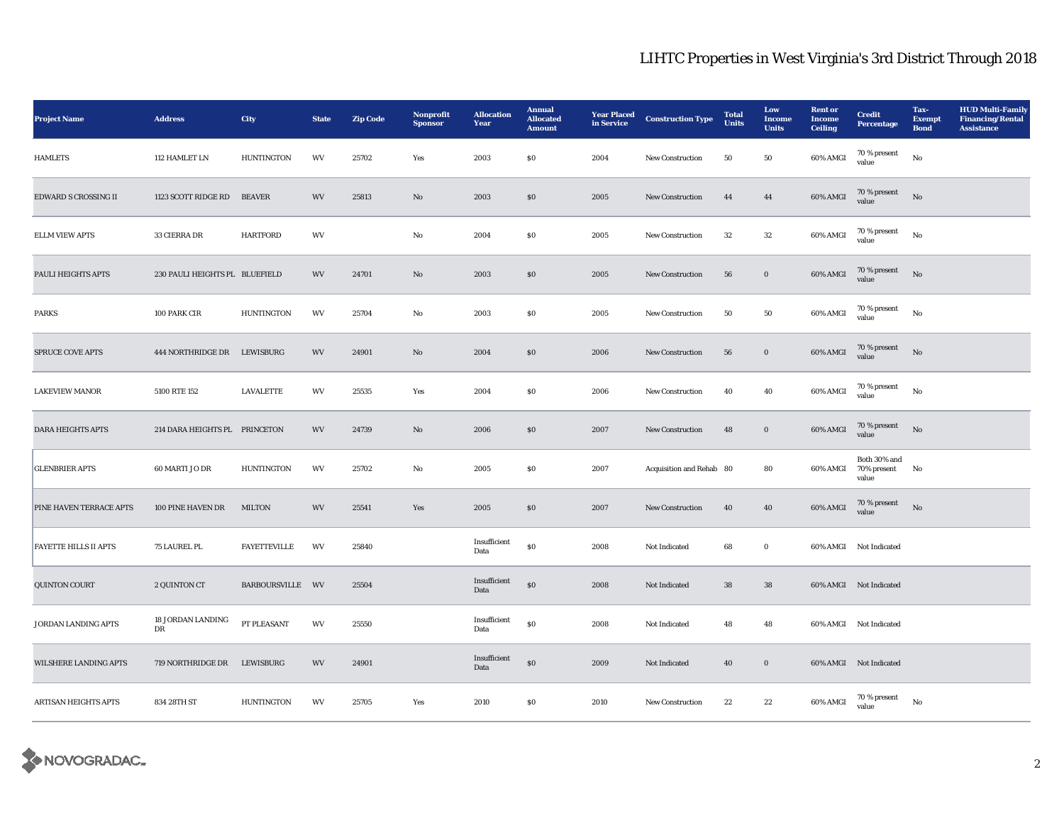# LIHTC Properties in West Virginia's 3rd District Through 2018

| Project Name | Address | City | State | Zip Code | Nonprofit Sponsor | Allocation Year | Annual Allocated Amount | Year Placed in Service | Construction Type | Total Units | Low Income Units | Rent or Income Ceiling | Credit Percentage | Tax-Exempt Bond | HUD Multi-Family Financing/Rental Assistance |
|---|---|---|---|---|---|---|---|---|---|---|---|---|---|---|---|
| HAMLETS | 112 HAMLET LN | HUNTINGTON | WV | 25702 | Yes | 2003 | $0 | 2004 | New Construction | 50 | 50 | 60% AMGI | 70 % present value | No | |
| EDWARD S CROSSING II | 1123 SCOTT RIDGE RD | BEAVER | WV | 25813 | No | 2003 | $0 | 2005 | New Construction | 44 | 44 | 60% AMGI | 70 % present value | No | |
| ELLM VIEW APTS | 33 CIERRA DR | HARTFORD | WV | | No | 2004 | $0 | 2005 | New Construction | 32 | 32 | 60% AMGI | 70 % present value | No | |
| PAULI HEIGHTS APTS | 230 PAULI HEIGHTS PL | BLUEFIELD | WV | 24701 | No | 2003 | $0 | 2005 | New Construction | 56 | 0 | 60% AMGI | 70 % present value | No | |
| PARKS | 100 PARK CIR | HUNTINGTON | WV | 25704 | No | 2003 | $0 | 2005 | New Construction | 50 | 50 | 60% AMGI | 70 % present value | No | |
| SPRUCE COVE APTS | 444 NORTHRIDGE DR | LEWISBURG | WV | 24901 | No | 2004 | $0 | 2006 | New Construction | 56 | 0 | 60% AMGI | 70 % present value | No | |
| LAKEVIEW MANOR | 5100 RTE 152 | LAVALETTE | WV | 25535 | Yes | 2004 | $0 | 2006 | New Construction | 40 | 40 | 60% AMGI | 70 % present value | No | |
| DARA HEIGHTS APTS | 214 DARA HEIGHTS PL | PRINCETON | WV | 24739 | No | 2006 | $0 | 2007 | New Construction | 48 | 0 | 60% AMGI | 70 % present value | No | |
| GLENBRIER APTS | 60 MARTI J O DR | HUNTINGTON | WV | 25702 | No | 2005 | $0 | 2007 | Acquisition and Rehab | 80 | 80 | 60% AMGI | Both 30% and 70% present value | No | |
| PINE HAVEN TERRACE APTS | 100 PINE HAVEN DR | MILTON | WV | 25541 | Yes | 2005 | $0 | 2007 | New Construction | 40 | 40 | 60% AMGI | 70 % present value | No | |
| FAYETTE HILLS II APTS | 75 LAUREL PL | FAYETTEVILLE | WV | 25840 | | Insufficient Data | $0 | 2008 | Not Indicated | 68 | 0 | 60% AMGI | Not Indicated | | |
| QUINTON COURT | 2 QUINTON CT | BARBOURSVILLE | WV | 25504 | | Insufficient Data | $0 | 2008 | Not Indicated | 38 | 38 | 60% AMGI | Not Indicated | | |
| JORDAN LANDING APTS | 18 JORDAN LANDING DR | PT PLEASANT | WV | 25550 | | Insufficient Data | $0 | 2008 | Not Indicated | 48 | 48 | 60% AMGI | Not Indicated | | |
| WILSHERE LANDING APTS | 719 NORTHRIDGE DR | LEWISBURG | WV | 24901 | | Insufficient Data | $0 | 2009 | Not Indicated | 40 | 0 | 60% AMGI | Not Indicated | | |
| ARTISAN HEIGHTS APTS | 834 28TH ST | HUNTINGTON | WV | 25705 | Yes | 2010 | $0 | 2010 | New Construction | 22 | 22 | 60% AMGI | 70 % present value | No | |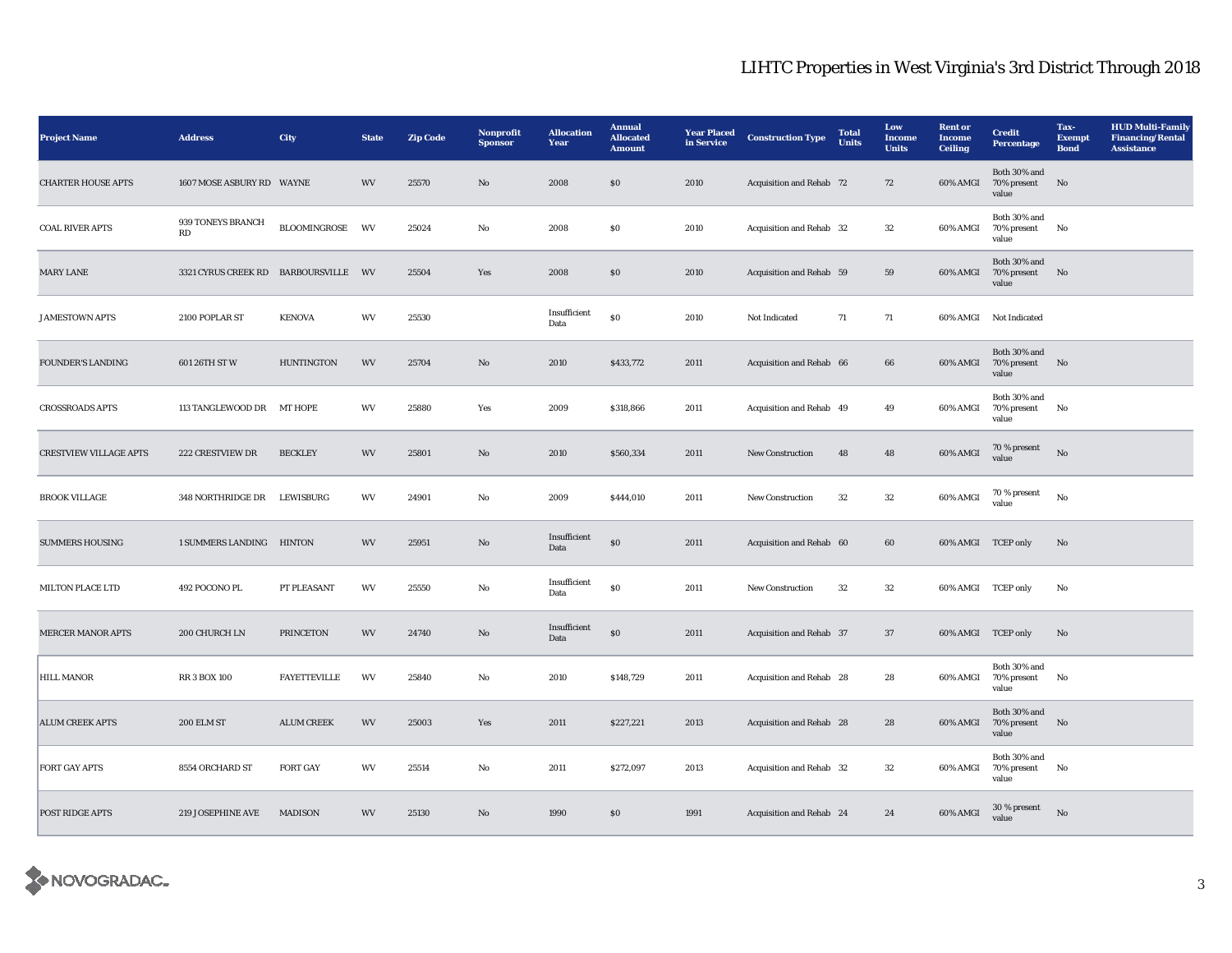# LIHTC Properties in West Virginia's 3rd District Through 2018

| Project Name | Address | City | State | Zip Code | Nonprofit Sponsor | Allocation Year | Annual Allocated Amount | Year Placed in Service | Construction Type | Total Units | Low Income Units | Rent or Income Ceiling | Credit Percentage | Tax-Exempt Bond | HUD Multi-Family Financing/Rental Assistance |
|---|---|---|---|---|---|---|---|---|---|---|---|---|---|---|---|
| CHARTER HOUSE APTS | 1607 MOSE ASBURY RD | WAYNE | WV | 25570 | No | 2008 | $0 | 2010 | Acquisition and Rehab | 72 | 72 | 60% AMGI | Both 30% and 70% present value | No | |
| COAL RIVER APTS | 939 TONEYS BRANCH RD | BLOOMINGROSE | WV | 25024 | No | 2008 | $0 | 2010 | Acquisition and Rehab | 32 | 32 | 60% AMGI | Both 30% and 70% present value | No | |
| MARY LANE | 3321 CYRUS CREEK RD | BARBOURSVILLE | WV | 25504 | Yes | 2008 | $0 | 2010 | Acquisition and Rehab | 59 | 59 | 60% AMGI | Both 30% and 70% present value | No | |
| JAMESTOWN APTS | 2100 POPLAR ST | KENOVA | WV | 25530 | | Insufficient Data | $0 | 2010 | Not Indicated | 71 | 71 | 60% AMGI | Not Indicated | | |
| FOUNDER'S LANDING | 601 26TH ST W | HUNTINGTON | WV | 25704 | No | 2010 | $433,772 | 2011 | Acquisition and Rehab | 66 | 66 | 60% AMGI | Both 30% and 70% present value | No | |
| CROSSROADS APTS | 113 TANGLEWOOD DR | MT HOPE | WV | 25880 | Yes | 2009 | $318,866 | 2011 | Acquisition and Rehab | 49 | 49 | 60% AMGI | Both 30% and 70% present value | No | |
| CRESTVIEW VILLAGE APTS | 222 CRESTVIEW DR | BECKLEY | WV | 25801 | No | 2010 | $560,334 | 2011 | New Construction | 48 | 48 | 60% AMGI | 70 % present value | No | |
| BROOK VILLAGE | 348 NORTHRIDGE DR | LEWISBURG | WV | 24901 | No | 2009 | $444,010 | 2011 | New Construction | 32 | 32 | 60% AMGI | 70 % present value | No | |
| SUMMERS HOUSING | 1 SUMMERS LANDING | HINTON | WV | 25951 | No | Insufficient Data | $0 | 2011 | Acquisition and Rehab | 60 | 60 | 60% AMGI | TCEP only | No | |
| MILTON PLACE LTD | 492 POCONO PL | PT PLEASANT | WV | 25550 | No | Insufficient Data | $0 | 2011 | New Construction | 32 | 32 | 60% AMGI | TCEP only | No | |
| MERCER MANOR APTS | 200 CHURCH LN | PRINCETON | WV | 24740 | No | Insufficient Data | $0 | 2011 | Acquisition and Rehab | 37 | 37 | 60% AMGI | TCEP only | No | |
| HILL MANOR | RR 3 BOX 100 | FAYETTEVILLE | WV | 25840 | No | 2010 | $148,729 | 2011 | Acquisition and Rehab | 28 | 28 | 60% AMGI | Both 30% and 70% present value | No | |
| ALUM CREEK APTS | 200 ELM ST | ALUM CREEK | WV | 25003 | Yes | 2011 | $227,221 | 2013 | Acquisition and Rehab | 28 | 28 | 60% AMGI | Both 30% and 70% present value | No | |
| FORT GAY APTS | 8554 ORCHARD ST | FORT GAY | WV | 25514 | No | 2011 | $272,097 | 2013 | Acquisition and Rehab | 32 | 32 | 60% AMGI | Both 30% and 70% present value | No | |
| POST RIDGE APTS | 219 JOSEPHINE AVE | MADISON | WV | 25130 | No | 1990 | $0 | 1991 | Acquisition and Rehab | 24 | 24 | 60% AMGI | 30 % present value | No | |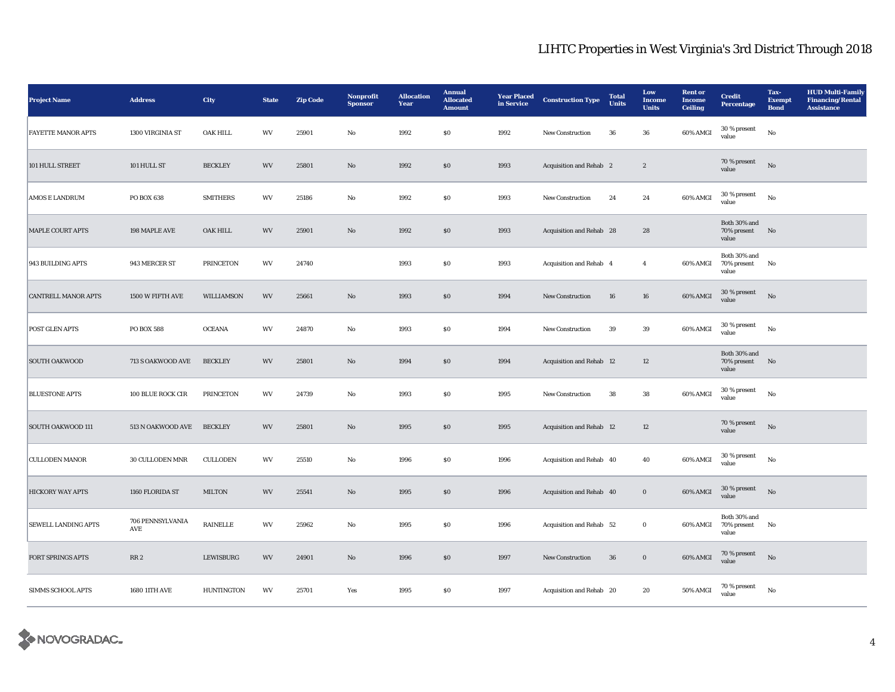# LIHTC Properties in West Virginia's 3rd District Through 2018

| Project Name | Address | City | State | Zip Code | Nonprofit Sponsor | Allocation Year | Annual Allocated Amount | Year Placed in Service | Construction Type | Total Units | Low Income Units | Rent or Income Ceiling | Credit Percentage | Tax-Exempt Bond | HUD Multi-Family Financing/Rental Assistance |
|---|---|---|---|---|---|---|---|---|---|---|---|---|---|---|---|
| FAYETTE MANOR APTS | 1300 VIRGINIA ST | OAK HILL | WV | 25901 | No | 1992 | $0 | 1992 | New Construction | 36 | 36 | 60% AMGI | 30 % present value | No | |
| 101 HULL STREET | 101 HULL ST | BECKLEY | WV | 25801 | No | 1992 | $0 | 1993 | Acquisition and Rehab | 2 | 2 | | 70 % present value | No | |
| AMOS E LANDRUM | PO BOX 638 | SMITHERS | WV | 25186 | No | 1992 | $0 | 1993 | New Construction | 24 | 24 | 60% AMGI | 30 % present value | No | |
| MAPLE COURT APTS | 198 MAPLE AVE | OAK HILL | WV | 25901 | No | 1992 | $0 | 1993 | Acquisition and Rehab | 28 | 28 | | Both 30% and 70% present value | No | |
| 943 BUILDING APTS | 943 MERCER ST | PRINCETON | WV | 24740 | | 1993 | $0 | 1993 | Acquisition and Rehab | 4 | 4 | 60% AMGI | Both 30% and 70% present value | No | |
| CANTRELL MANOR APTS | 1500 W FIFTH AVE | WILLIAMSON | WV | 25661 | No | 1993 | $0 | 1994 | New Construction | 16 | 16 | 60% AMGI | 30 % present value | No | |
| POST GLEN APTS | PO BOX 588 | OCEANA | WV | 24870 | No | 1993 | $0 | 1994 | New Construction | 39 | 39 | 60% AMGI | 30 % present value | No | |
| SOUTH OAKWOOD | 713 S OAKWOOD AVE | BECKLEY | WV | 25801 | No | 1994 | $0 | 1994 | Acquisition and Rehab | 12 | 12 | | Both 30% and 70% present value | No | |
| BLUESTONE APTS | 100 BLUE ROCK CIR | PRINCETON | WV | 24739 | No | 1993 | $0 | 1995 | New Construction | 38 | 38 | 60% AMGI | 30 % present value | No | |
| SOUTH OAKWOOD 111 | 513 N OAKWOOD AVE | BECKLEY | WV | 25801 | No | 1995 | $0 | 1995 | Acquisition and Rehab | 12 | 12 | | 70 % present value | No | |
| CULLODEN MANOR | 30 CULLODEN MNR | CULLODEN | WV | 25510 | No | 1996 | $0 | 1996 | Acquisition and Rehab | 40 | 40 | 60% AMGI | 30 % present value | No | |
| HICKORY WAY APTS | 1160 FLORIDA ST | MILTON | WV | 25541 | No | 1995 | $0 | 1996 | Acquisition and Rehab | 40 | 0 | 60% AMGI | 30 % present value | No | |
| SEWELL LANDING APTS | 706 PENNSYLVANIA AVE | RAINELLE | WV | 25962 | No | 1995 | $0 | 1996 | Acquisition and Rehab | 52 | 0 | 60% AMGI | Both 30% and 70% present value | No | |
| FORT SPRINGS APTS | RR 2 | LEWISBURG | WV | 24901 | No | 1996 | $0 | 1997 | New Construction | 36 | 0 | 60% AMGI | 70 % present value | No | |
| SIMMS SCHOOL APTS | 1680 11TH AVE | HUNTINGTON | WV | 25701 | Yes | 1995 | $0 | 1997 | Acquisition and Rehab | 20 | 20 | 50% AMGI | 70 % present value | No | |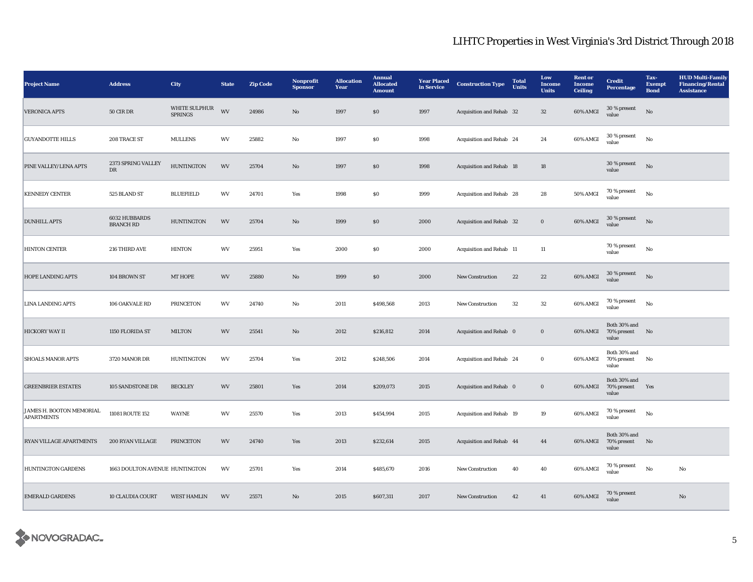# LIHTC Properties in West Virginia's 3rd District Through 2018

| Project Name | Address | City | State | Zip Code | Nonprofit Sponsor | Allocation Year | Annual Allocated Amount | Year Placed in Service | Construction Type | Total Units | Low Income Units | Rent or Income Ceiling | Credit Percentage | Tax-Exempt Bond | HUD Multi-Family Financing/Rental Assistance |
|---|---|---|---|---|---|---|---|---|---|---|---|---|---|---|---|
| VERONICA APTS | 50 CIR DR | WHITE SULPHUR SPRINGS | WV | 24986 | No | 1997 | $0 | 1997 | Acquisition and Rehab | 32 | 32 | 60% AMGI | 30 % present value | No | |
| GUYANDOTTE HILLS | 208 TRACE ST | MULLENS | WV | 25882 | No | 1997 | $0 | 1998 | Acquisition and Rehab | 24 | 24 | 60% AMGI | 30 % present value | No | |
| PINE VALLEY/LENA APTS | 2373 SPRING VALLEY DR | HUNTINGTON | WV | 25704 | No | 1997 | $0 | 1998 | Acquisition and Rehab | 18 | 18 | | 30 % present value | No | |
| KENNEDY CENTER | 525 BLAND ST | BLUEFIELD | WV | 24701 | Yes | 1998 | $0 | 1999 | Acquisition and Rehab | 28 | 28 | 50% AMGI | 70 % present value | No | |
| DUNHILL APTS | 6032 HUBBARDS BRANCH RD | HUNTINGTON | WV | 25704 | No | 1999 | $0 | 2000 | Acquisition and Rehab | 32 | 0 | 60% AMGI | 30 % present value | No | |
| HINTON CENTER | 216 THIRD AVE | HINTON | WV | 25951 | Yes | 2000 | $0 | 2000 | Acquisition and Rehab | 11 | 11 | | 70 % present value | No | |
| HOPE LANDING APTS | 104 BROWN ST | MT HOPE | WV | 25880 | No | 1999 | $0 | 2000 | New Construction | 22 | 22 | 60% AMGI | 30 % present value | No | |
| LINA LANDING APTS | 106 OAKVALE RD | PRINCETON | WV | 24740 | No | 2011 | $498,568 | 2013 | New Construction | 32 | 32 | 60% AMGI | 70 % present value | No | |
| HICKORY WAY II | 1150 FLORIDA ST | MILTON | WV | 25541 | No | 2012 | $216,812 | 2014 | Acquisition and Rehab | 0 | 0 | 60% AMGI | Both 30% and 70% present value | No | |
| SHOALS MANOR APTS | 3720 MANOR DR | HUNTINGTON | WV | 25704 | Yes | 2012 | $248,506 | 2014 | Acquisition and Rehab | 24 | 0 | 60% AMGI | Both 30% and 70% present value | No | |
| GREENBRIER ESTATES | 105 SANDSTONE DR | BECKLEY | WV | 25801 | Yes | 2014 | $209,073 | 2015 | Acquisition and Rehab | 0 | 0 | 60% AMGI | Both 30% and 70% present value | Yes | |
| JAMES H. BOOTON MEMORIAL APARTMENTS | 11081 ROUTE 152 | WAYNE | WV | 25570 | Yes | 2013 | $454,994 | 2015 | Acquisition and Rehab | 19 | 19 | 60% AMGI | 70 % present value | No | |
| RYAN VILLAGE APARTMENTS | 200 RYAN VILLAGE | PRINCETON | WV | 24740 | Yes | 2013 | $232,614 | 2015 | Acquisition and Rehab | 44 | 44 | 60% AMGI | Both 30% and 70% present value | No | |
| HUNTINGTON GARDENS | 1663 DOULTON AVENUE | HUNTINGTON | WV | 25701 | Yes | 2014 | $485,670 | 2016 | New Construction | 40 | 40 | 60% AMGI | 70 % present value | No | No |
| EMERALD GARDENS | 10 CLAUDIA COURT | WEST HAMLIN | WV | 25571 | No | 2015 | $607,311 | 2017 | New Construction | 42 | 41 | 60% AMGI | 70 % present value | | No |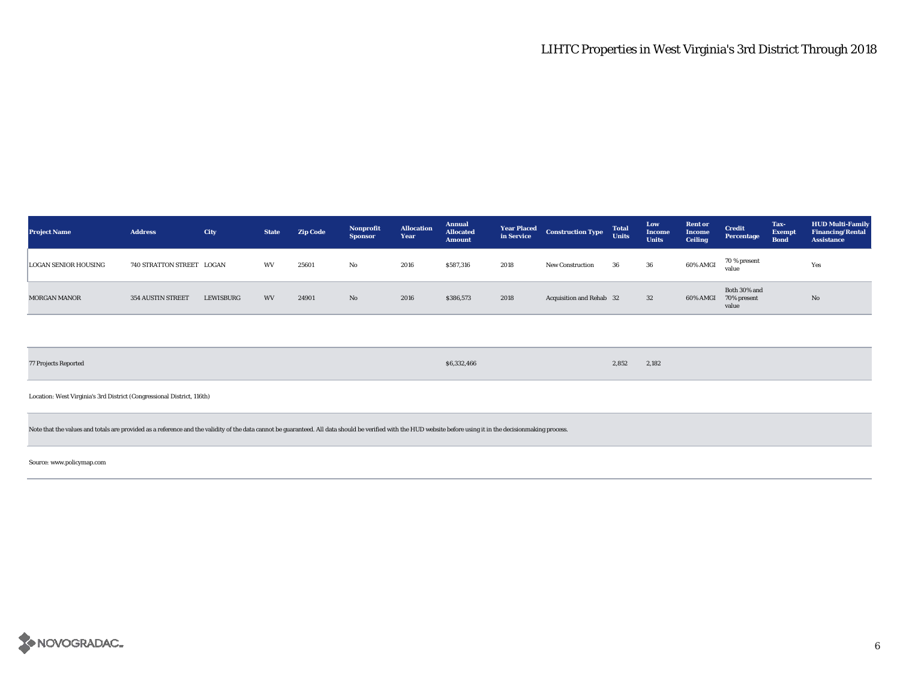| Project Name | Address | City | State | Zip Code | Nonprofit Sponsor | Allocation Year | Annual Allocated Amount | Year Placed in Service | Construction Type | Total Units | Low Income Units | Rent or Income Ceiling | Credit Percentage | Tax-Exempt Bond | HUD Multi-Family Financing/Rental Assistance |
|---|---|---|---|---|---|---|---|---|---|---|---|---|---|---|---|
| LOGAN SENIOR HOUSING | 740 STRATTON STREET | LOGAN | WV | 25601 | No | 2016 | $587,316 | 2018 | New Construction | 36 | 36 | 60% AMGI | 70 % present value | | Yes |
| MORGAN MANOR | 354 AUSTIN STREET | LEWISBURG | WV | 24901 | No | 2016 | $386,573 | 2018 | Acquisition and Rehab | 32 | 32 | 60% AMGI | Both 30% and 70% present value | | No |
| | | | | | | | | | | | | | | | |
| 77 Projects Reported | | | | | | | $6,332,466 | | | 2,852 | 2,182 | | | | |

Location: West Virginia's 3rd District (Congressional District, 116th)

Note that the values and totals are provided as a reference and the validity of the data cannot be guaranteed. All data should be verified with the HUD website before using it in the decisionmaking process.

Source: www.policymap.com